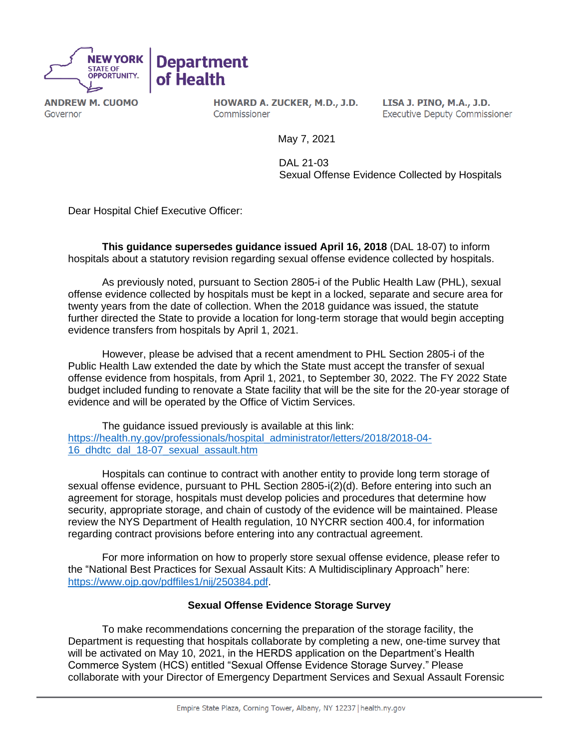NEW YORK STATE OF OPPORTUNITY. | Department of Health

**ANDREW M. CUOMO**
Governor

**HOWARD A. ZUCKER, M.D., J.D.**
Commissioner

**LISA J. PINO, M.A., J.D.**
Executive Deputy Commissioner

May 7, 2021

DAL 21-03
Sexual Offense Evidence Collected by Hospitals

Dear Hospital Chief Executive Officer:

**This guidance supersedes guidance issued April 16, 2018** (DAL 18-07) to inform hospitals about a statutory revision regarding sexual offense evidence collected by hospitals.

As previously noted, pursuant to Section 2805-i of the Public Health Law (PHL), sexual offense evidence collected by hospitals must be kept in a locked, separate and secure area for twenty years from the date of collection. When the 2018 guidance was issued, the statute further directed the State to provide a location for long-term storage that would begin accepting evidence transfers from hospitals by April 1, 2021.

However, please be advised that a recent amendment to PHL Section 2805-i of the Public Health Law extended the date by which the State must accept the transfer of sexual offense evidence from hospitals, from April 1, 2021, to September 30, 2022. The FY 2022 State budget included funding to renovate a State facility that will be the site for the 20-year storage of evidence and will be operated by the Office of Victim Services.

The guidance issued previously is available at this link: [https://health.ny.gov/professionals/hospital_administrator/letters/2018/2018-04-16_dhdtc_dal_18-07_sexual_assault.htm](https://health.ny.gov/professionals/hospital_administrator/letters/2018/2018-04-16_dhdtc_dal_18-07_sexual_assault.htm)

Hospitals can continue to contract with another entity to provide long term storage of sexual offense evidence, pursuant to PHL Section 2805-i(2)(d). Before entering into such an agreement for storage, hospitals must develop policies and procedures that determine how security, appropriate storage, and chain of custody of the evidence will be maintained. Please review the NYS Department of Health regulation, 10 NYCRR section 400.4, for information regarding contract provisions before entering into any contractual agreement.

For more information on how to properly store sexual offense evidence, please refer to the "National Best Practices for Sexual Assault Kits: A Multidisciplinary Approach" here: [https://www.ojp.gov/pdffiles1/nij/250384.pdf](https://www.ojp.gov/pdffiles1/nij/250384.pdf).

**Sexual Offense Evidence Storage Survey**

To make recommendations concerning the preparation of the storage facility, the Department is requesting that hospitals collaborate by completing a new, one-time survey that will be activated on May 10, 2021, in the HERDS application on the Department's Health Commerce System (HCS) entitled "Sexual Offense Evidence Storage Survey." Please collaborate with your Director of Emergency Department Services and Sexual Assault Forensic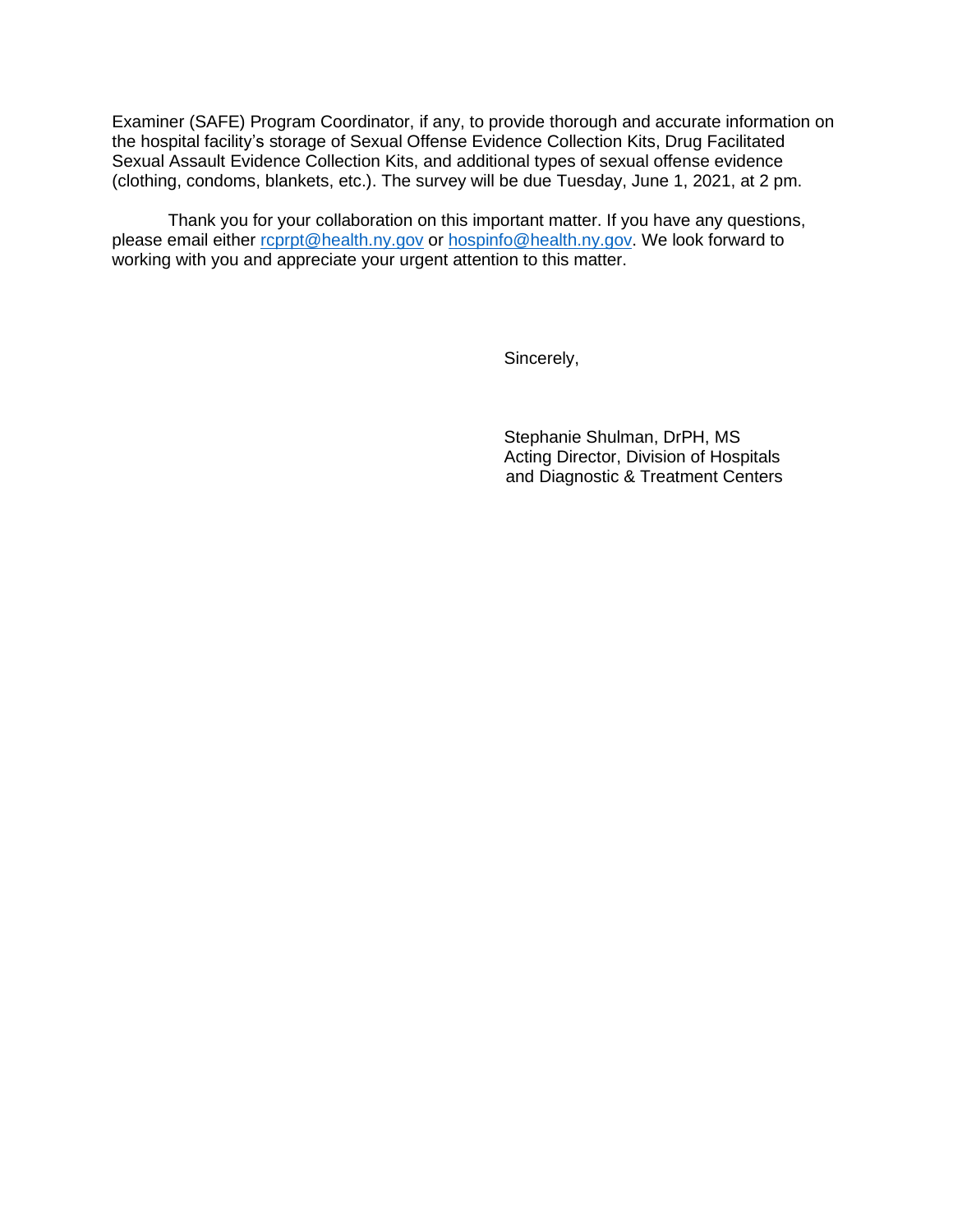Examiner (SAFE) Program Coordinator, if any, to provide thorough and accurate information on the hospital facility's storage of Sexual Offense Evidence Collection Kits, Drug Facilitated Sexual Assault Evidence Collection Kits, and additional types of sexual offense evidence (clothing, condoms, blankets, etc.). The survey will be due Tuesday, June 1, 2021, at 2 pm.

Thank you for your collaboration on this important matter. If you have any questions, please email either rcprpt@health.ny.gov or hospinfo@health.ny.gov. We look forward to working with you and appreciate your urgent attention to this matter.

Sincerely,

Stephanie Shulman, DrPH, MS
Acting Director, Division of Hospitals and Diagnostic & Treatment Centers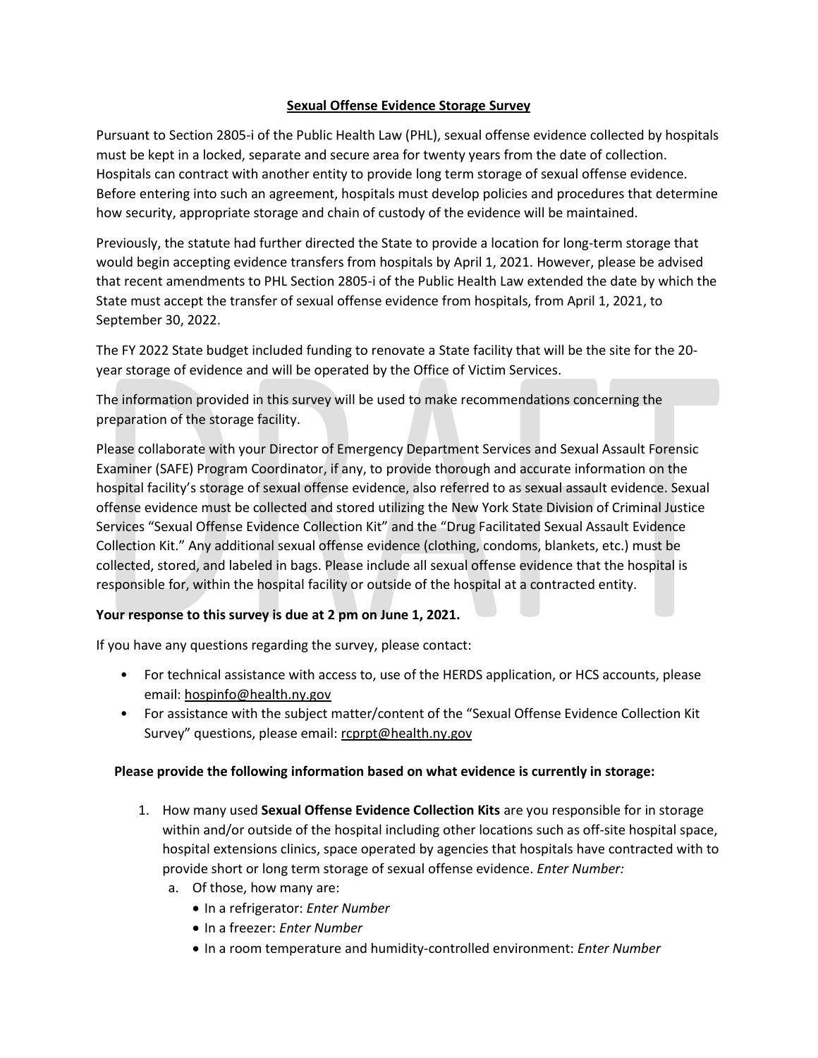## **Sexual Offense Evidence Storage Survey**

Pursuant to Section 2805-i of the Public Health Law (PHL), sexual offense evidence collected by hospitals must be kept in a locked, separate and secure area for twenty years from the date of collection. Hospitals can contract with another entity to provide long term storage of sexual offense evidence. Before entering into such an agreement, hospitals must develop policies and procedures that determine how security, appropriate storage and chain of custody of the evidence will be maintained.

Previously, the statute had further directed the State to provide a location for long-term storage that would begin accepting evidence transfers from hospitals by April 1, 2021. However, please be advised that recent amendments to PHL Section 2805-i of the Public Health Law extended the date by which the State must accept the transfer of sexual offense evidence from hospitals, from April 1, 2021, to September 30, 2022.

The FY 2022 State budget included funding to renovate a State facility that will be the site for the 20-year storage of evidence and will be operated by the Office of Victim Services.

The information provided in this survey will be used to make recommendations concerning the preparation of the storage facility.

Please collaborate with your Director of Emergency Department Services and Sexual Assault Forensic Examiner (SAFE) Program Coordinator, if any, to provide thorough and accurate information on the hospital facility's storage of sexual offense evidence, also referred to as sexual assault evidence. Sexual offense evidence must be collected and stored utilizing the New York State Division of Criminal Justice Services "Sexual Offense Evidence Collection Kit" and the "Drug Facilitated Sexual Assault Evidence Collection Kit." Any additional sexual offense evidence (clothing, condoms, blankets, etc.) must be collected, stored, and labeled in bags. Please include all sexual offense evidence that the hospital is responsible for, within the hospital facility or outside of the hospital at a contracted entity.

**Your response to this survey is due at 2 pm on June 1, 2021.**

If you have any questions regarding the survey, please contact:

- For technical assistance with access to, use of the HERDS application, or HCS accounts, please email: hospinfo@health.ny.gov
- For assistance with the subject matter/content of the "Sexual Offense Evidence Collection Kit Survey" questions, please email: rcprpt@health.ny.gov

**Please provide the following information based on what evidence is currently in storage:**

1. How many used **Sexual Offense Evidence Collection Kits** are you responsible for in storage within and/or outside of the hospital including other locations such as off-site hospital space, hospital extensions clinics, space operated by agencies that hospitals have contracted with to provide short or long term storage of sexual offense evidence. *Enter Number:*
   a. Of those, how many are:
      - In a refrigerator: *Enter Number*
      - In a freezer: *Enter Number*
      - In a room temperature and humidity-controlled environment: *Enter Number*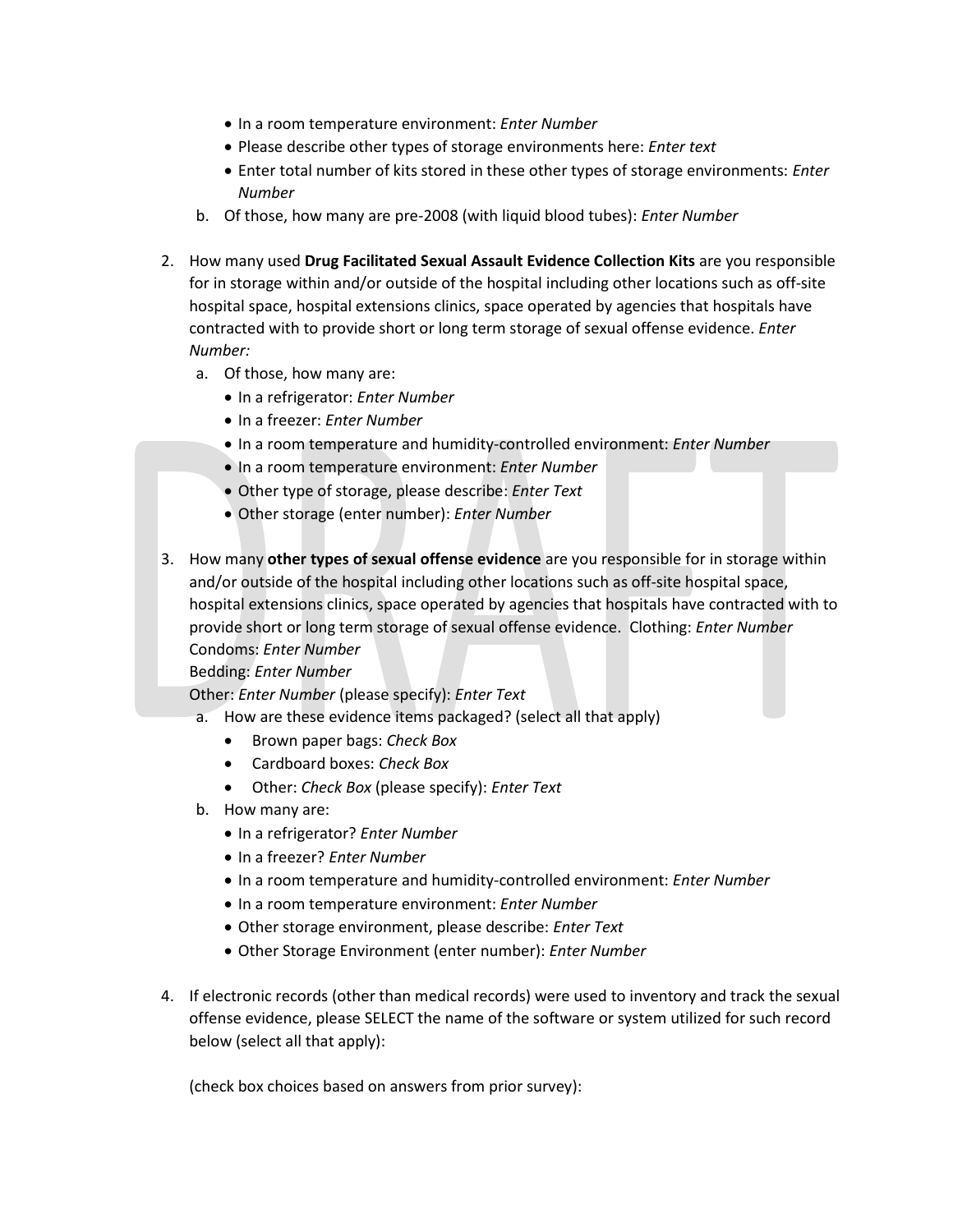- In a room temperature environment: *Enter Number*
- Please describe other types of storage environments here: *Enter text*
- Enter total number of kits stored in these other types of storage environments: *Enter Number*

b. Of those, how many are pre-2008 (with liquid blood tubes): *Enter Number*

2. How many used **Drug Facilitated Sexual Assault Evidence Collection Kits** are you responsible for in storage within and/or outside of the hospital including other locations such as off-site hospital space, hospital extensions clinics, space operated by agencies that hospitals have contracted with to provide short or long term storage of sexual offense evidence. *Enter Number:*
   a. Of those, how many are:
      - In a refrigerator: *Enter Number*
      - In a freezer: *Enter Number*
      - In a room temperature and humidity-controlled environment: *Enter Number*
      - In a room temperature environment: *Enter Number*
      - Other type of storage, please describe: *Enter Text*
      - Other storage (enter number): *Enter Number*

3. How many **other types of sexual offense evidence** are you responsible for in storage within and/or outside of the hospital including other locations such as off-site hospital space, hospital extensions clinics, space operated by agencies that hospitals have contracted with to provide short or long term storage of sexual offense evidence. Clothing: *Enter Number*
   Condoms: *Enter Number*
   Bedding: *Enter Number*
   Other: *Enter Number* (please specify): *Enter Text*
   a. How are these evidence items packaged? (select all that apply)
      - Brown paper bags: *Check Box*
      - Cardboard boxes: *Check Box*
      - Other: *Check Box* (please specify): *Enter Text*
   b. How many are:
      - In a refrigerator? *Enter Number*
      - In a freezer? *Enter Number*
      - In a room temperature and humidity-controlled environment: *Enter Number*
      - In a room temperature environment: *Enter Number*
      - Other storage environment, please describe: *Enter Text*
      - Other Storage Environment (enter number): *Enter Number*

4. If electronic records (other than medical records) were used to inventory and track the sexual offense evidence, please SELECT the name of the software or system utilized for such record below (select all that apply):

   (check box choices based on answers from prior survey):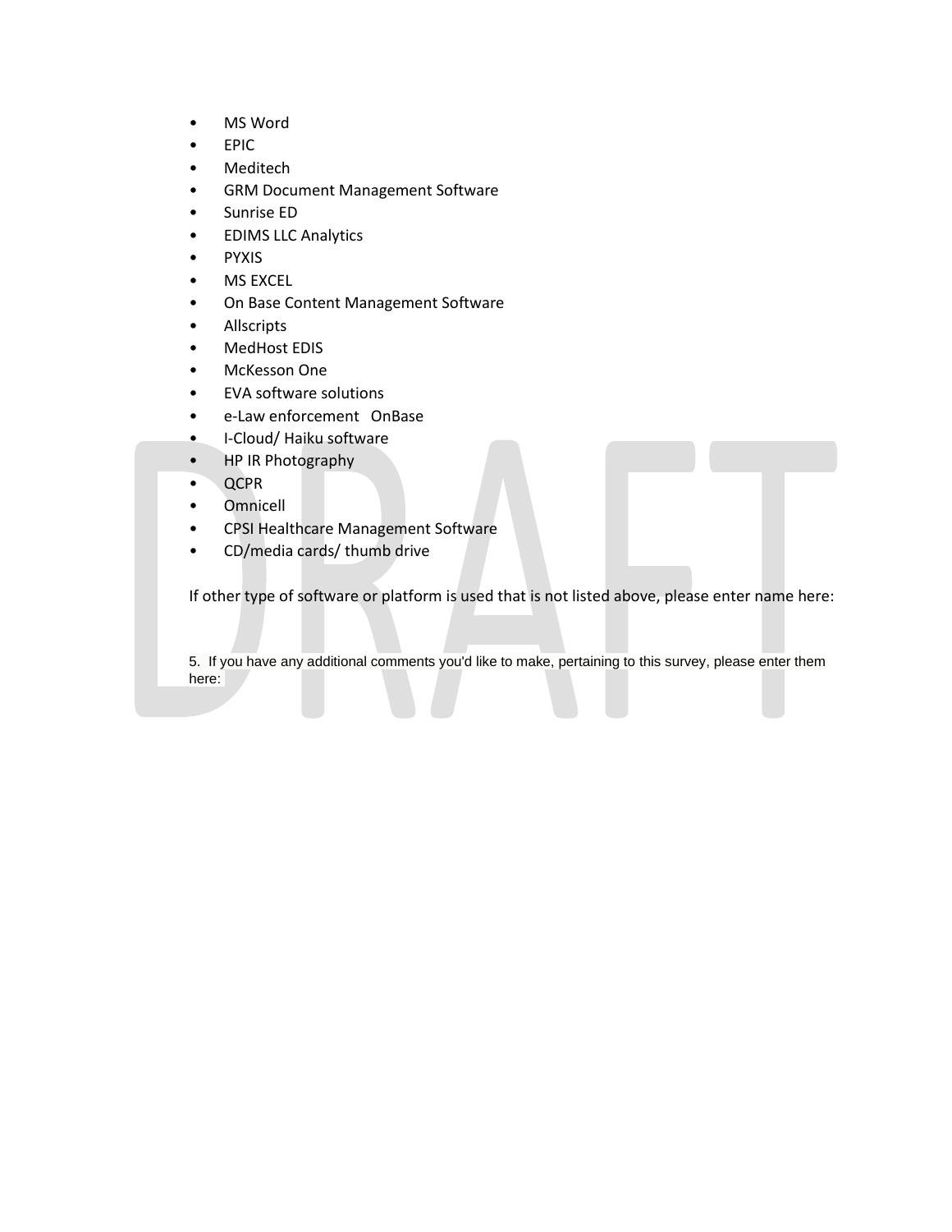- MS Word
- EPIC
- Meditech
- GRM Document Management Software
- Sunrise ED
- EDIMS LLC Analytics
- PYXIS
- MS EXCEL
- On Base Content Management Software
- Allscripts
- MedHost EDIS
- McKesson One
- EVA software solutions
- e-Law enforcement   OnBase
- I-Cloud/ Haiku software
- HP IR Photography
- QCPR
- Omnicell
- CPSI Healthcare Management Software
- CD/media cards/ thumb drive

If other type of software or platform is used that is not listed above, please enter name here:

5. If you have any additional comments you'd like to make, pertaining to this survey, please enter them here: